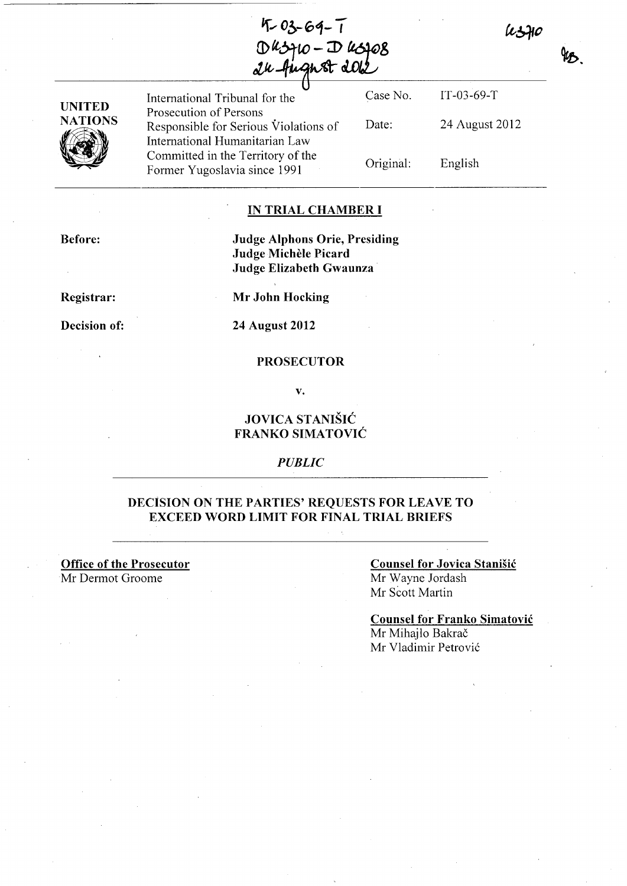IT-03-69-T
D43710 - D43708
24 August 2012

43710

| UNITED NATIONS | International Tribunal for the Prosecution of Persons Responsible for Serious Violations of International Humanitarian Law Committed in the Territory of the Former Yugoslavia since 1991 | Case No. | IT-03-69-T |
| --- | --- | --- | --- |
| | | Date: | 24 August 2012 |
| | | Original: | English |

## IN TRIAL CHAMBER I

**Before:** **Judge Alphons Orie, Presiding**
**Judge Michèle Picard**
**Judge Elizabeth Gwaunza**

**Registrar:** **Mr John Hocking**

**Decision of:** **24 August 2012**

**PROSECUTOR**

**v.**

**JOVICA STANIŠIĆ**
**FRANKO SIMATOVIĆ**

*PUBLIC*

## DECISION ON THE PARTIES' REQUESTS FOR LEAVE TO EXCEED WORD LIMIT FOR FINAL TRIAL BRIEFS

**Office of the Prosecutor**
Mr Dermot Groome

**Counsel for Jovica Stanišić**
Mr Wayne Jordash
Mr Scott Martin

**Counsel for Franko Simatović**
Mr Mihajlo Bakrač
Mr Vladimir Petrović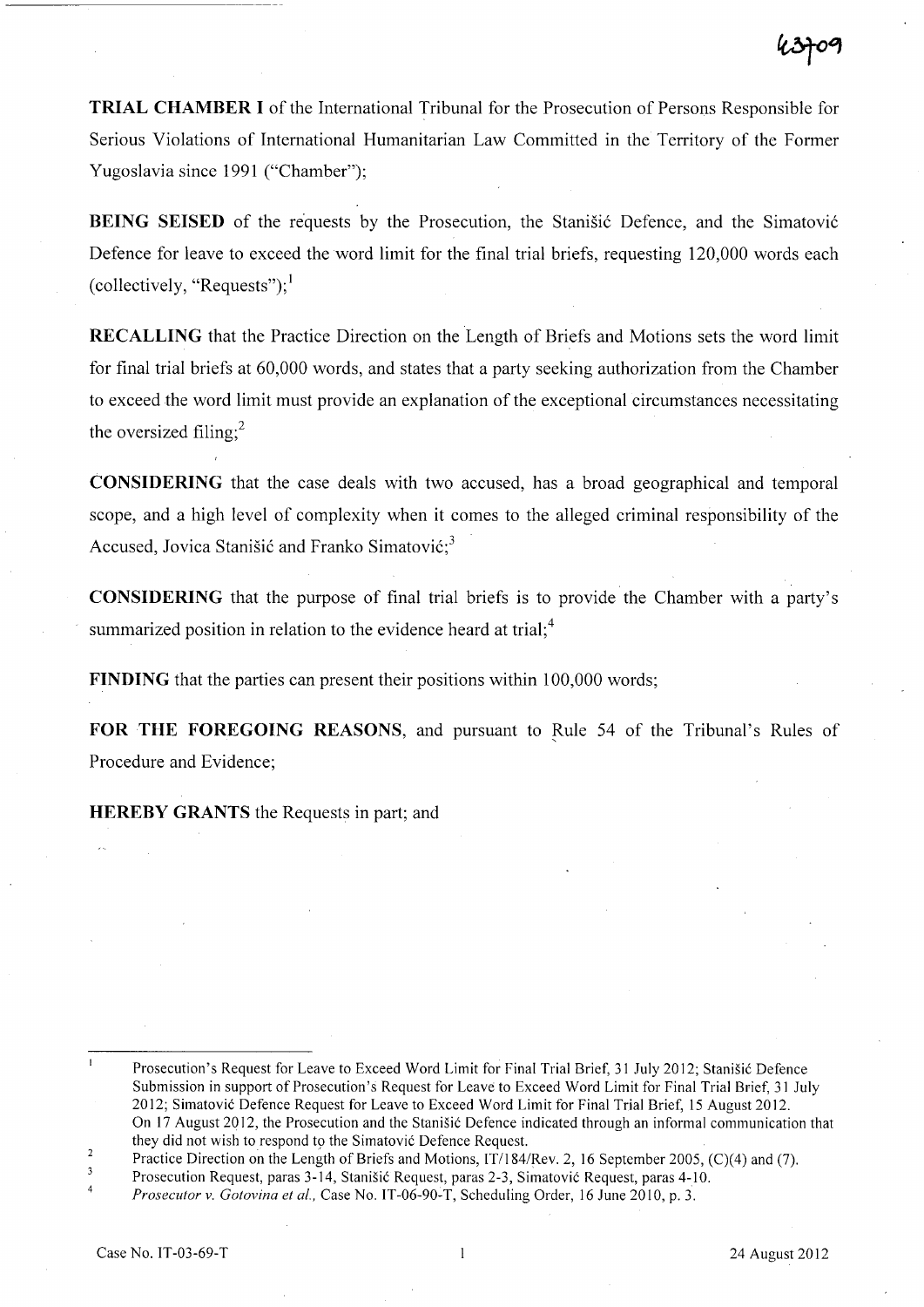**TRIAL CHAMBER I** of the International Tribunal for the Prosecution of Persons Responsible for Serious Violations of International Humanitarian Law Committed in the Territory of the Former Yugoslavia since 1991 ("Chamber");

**BEING SEISED** of the requests by the Prosecution, the Stanišić Defence, and the Simatović Defence for leave to exceed the word limit for the final trial briefs, requesting 120,000 words each (collectively, "Requests");[1]

**RECALLING** that the Practice Direction on the Length of Briefs and Motions sets the word limit for final trial briefs at 60,000 words, and states that a party seeking authorization from the Chamber to exceed the word limit must provide an explanation of the exceptional circumstances necessitating the oversized filing;[2]

**CONSIDERING** that the case deals with two accused, has a broad geographical and temporal scope, and a high level of complexity when it comes to the alleged criminal responsibility of the Accused, Jovica Stanišić and Franko Simatović;[3]

**CONSIDERING** that the purpose of final trial briefs is to provide the Chamber with a party's summarized position in relation to the evidence heard at trial;[4]

**FINDING** that the parties can present their positions within 100,000 words;

**FOR THE FOREGOING REASONS**, and pursuant to Rule 54 of the Tribunal's Rules of Procedure and Evidence;

**HEREBY GRANTS** the Requests in part; and

---

[1] Prosecution's Request for Leave to Exceed Word Limit for Final Trial Brief, 31 July 2012; Stanišić Defence Submission in support of Prosecution's Request for Leave to Exceed Word Limit for Final Trial Brief, 31 July 2012; Simatović Defence Request for Leave to Exceed Word Limit for Final Trial Brief, 15 August 2012. On 17 August 2012, the Prosecution and the Stanišić Defence indicated through an informal communication that they did not wish to respond to the Simatović Defence Request.

[2] Practice Direction on the Length of Briefs and Motions, IT/184/Rev. 2, 16 September 2005, (C)(4) and (7).

[3] Prosecution Request, paras 3-14, Stanišić Request, paras 2-3, Simatović Request, paras 4-10.

[4] *Prosecutor v. Gotovina et al.*, Case No. IT-06-90-T, Scheduling Order, 16 June 2010, p. 3.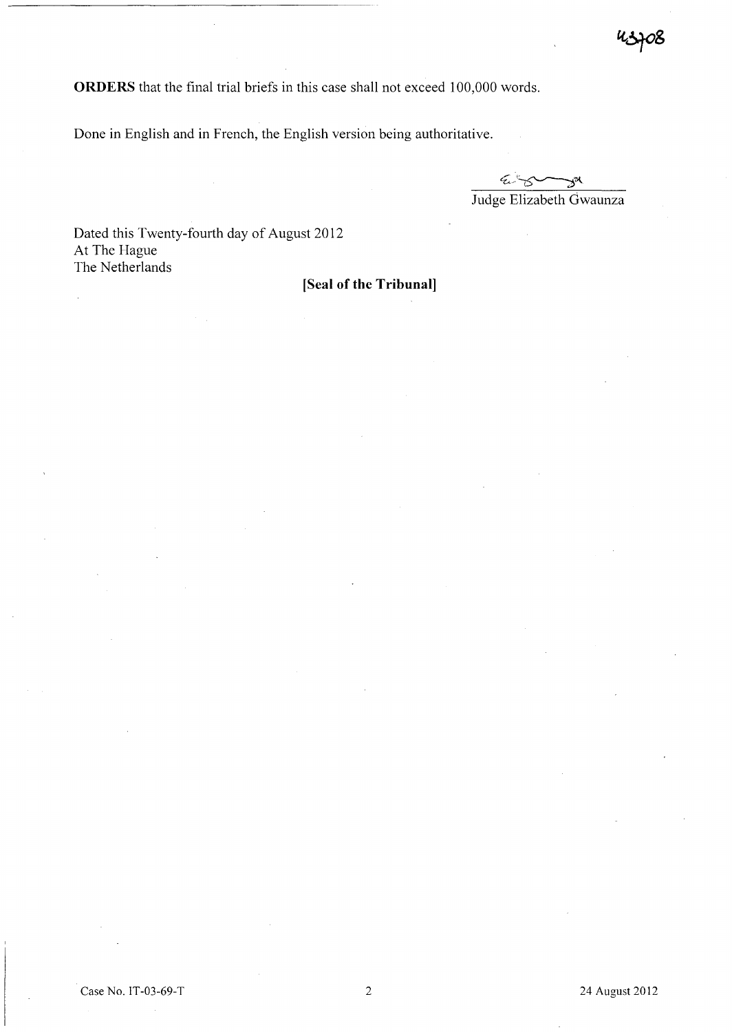**ORDERS** that the final trial briefs in this case shall not exceed 100,000 words.

Done in English and in French, the English version being authoritative.

Judge Elizabeth Gwaunza

Dated this Twenty-fourth day of August 2012
At The Hague
The Netherlands

**[Seal of the Tribunal]**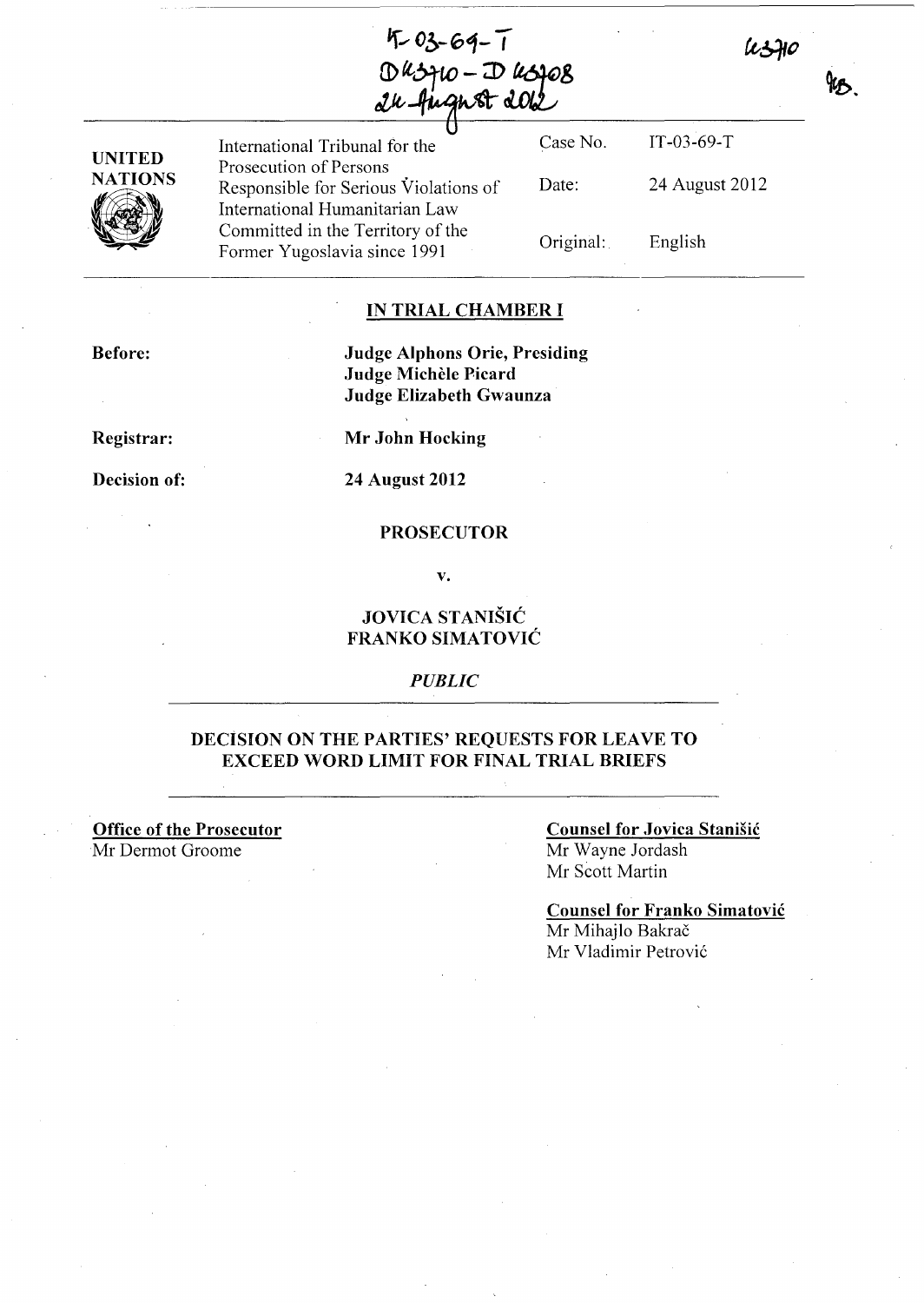IT-03-69-T
D43710 - D43708
24 August 2012

43710

UNITED NATIONS

International Tribunal for the Prosecution of Persons Responsible for Serious Violations of International Humanitarian Law Committed in the Territory of the Former Yugoslavia since 1991

| | |
|---|---|
| Case No. | IT-03-69-T |
| Date: | 24 August 2012 |
| Original: | English |

## IN TRIAL CHAMBER I

**Before:** **Judge Alphons Orie, Presiding**
**Judge Michèle Picard**
**Judge Elizabeth Gwaunza**

**Registrar:** **Mr John Hocking**

**Decision of:** **24 August 2012**

**PROSECUTOR**

**v.**

**JOVICA STANIŠIĆ**
**FRANKO SIMATOVIĆ**

*PUBLIC*

## DECISION ON THE PARTIES' REQUESTS FOR LEAVE TO EXCEED WORD LIMIT FOR FINAL TRIAL BRIEFS

**Office of the Prosecutor**
Mr Dermot Groome

**Counsel for Jovica Stanišić**
Mr Wayne Jordash
Mr Scott Martin

**Counsel for Franko Simatović**
Mr Mihajlo Bakrač
Mr Vladimir Petrović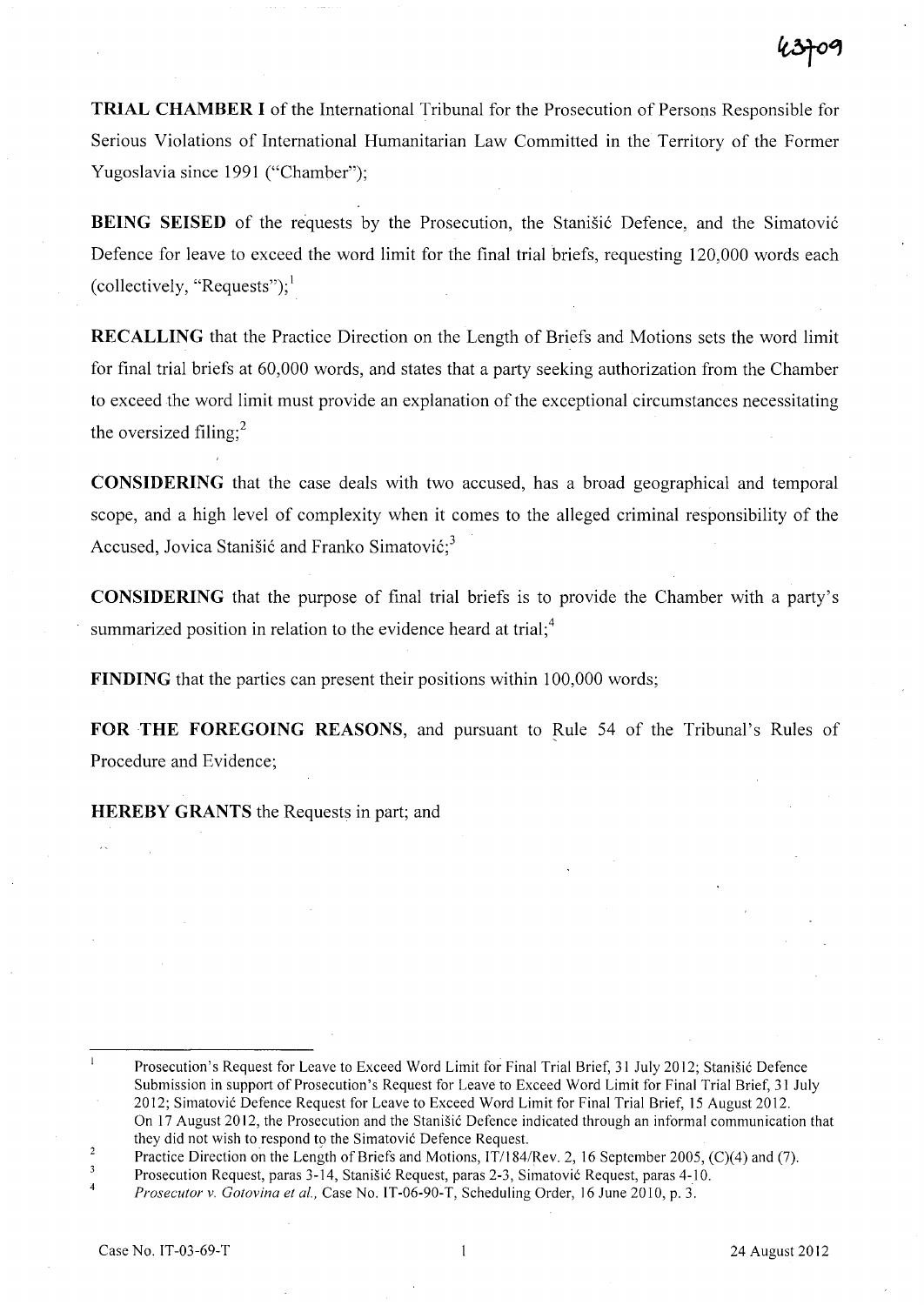**TRIAL CHAMBER I** of the International Tribunal for the Prosecution of Persons Responsible for Serious Violations of International Humanitarian Law Committed in the Territory of the Former Yugoslavia since 1991 ("Chamber");

**BEING SEISED** of the requests by the Prosecution, the Stanišić Defence, and the Simatović Defence for leave to exceed the word limit for the final trial briefs, requesting 120,000 words each (collectively, "Requests");[1]

**RECALLING** that the Practice Direction on the Length of Briefs and Motions sets the word limit for final trial briefs at 60,000 words, and states that a party seeking authorization from the Chamber to exceed the word limit must provide an explanation of the exceptional circumstances necessitating the oversized filing;[2]

**CONSIDERING** that the case deals with two accused, has a broad geographical and temporal scope, and a high level of complexity when it comes to the alleged criminal responsibility of the Accused, Jovica Stanišić and Franko Simatović;[3]

**CONSIDERING** that the purpose of final trial briefs is to provide the Chamber with a party's summarized position in relation to the evidence heard at trial;[4]

**FINDING** that the parties can present their positions within 100,000 words;

**FOR THE FOREGOING REASONS**, and pursuant to Rule 54 of the Tribunal's Rules of Procedure and Evidence;

**HEREBY GRANTS** the Requests in part; and

---

[1] Prosecution's Request for Leave to Exceed Word Limit for Final Trial Brief, 31 July 2012; Stanišić Defence Submission in support of Prosecution's Request for Leave to Exceed Word Limit for Final Trial Brief, 31 July 2012; Simatović Defence Request for Leave to Exceed Word Limit for Final Trial Brief, 15 August 2012. On 17 August 2012, the Prosecution and the Stanišić Defence indicated through an informal communication that they did not wish to respond to the Simatović Defence Request.

[2] Practice Direction on the Length of Briefs and Motions, IT/184/Rev. 2, 16 September 2005, (C)(4) and (7).

[3] Prosecution Request, paras 3-14, Stanišić Request, paras 2-3, Simatović Request, paras 4-10.

[4] *Prosecutor v. Gotovina et al.*, Case No. IT-06-90-T, Scheduling Order, 16 June 2010, p. 3.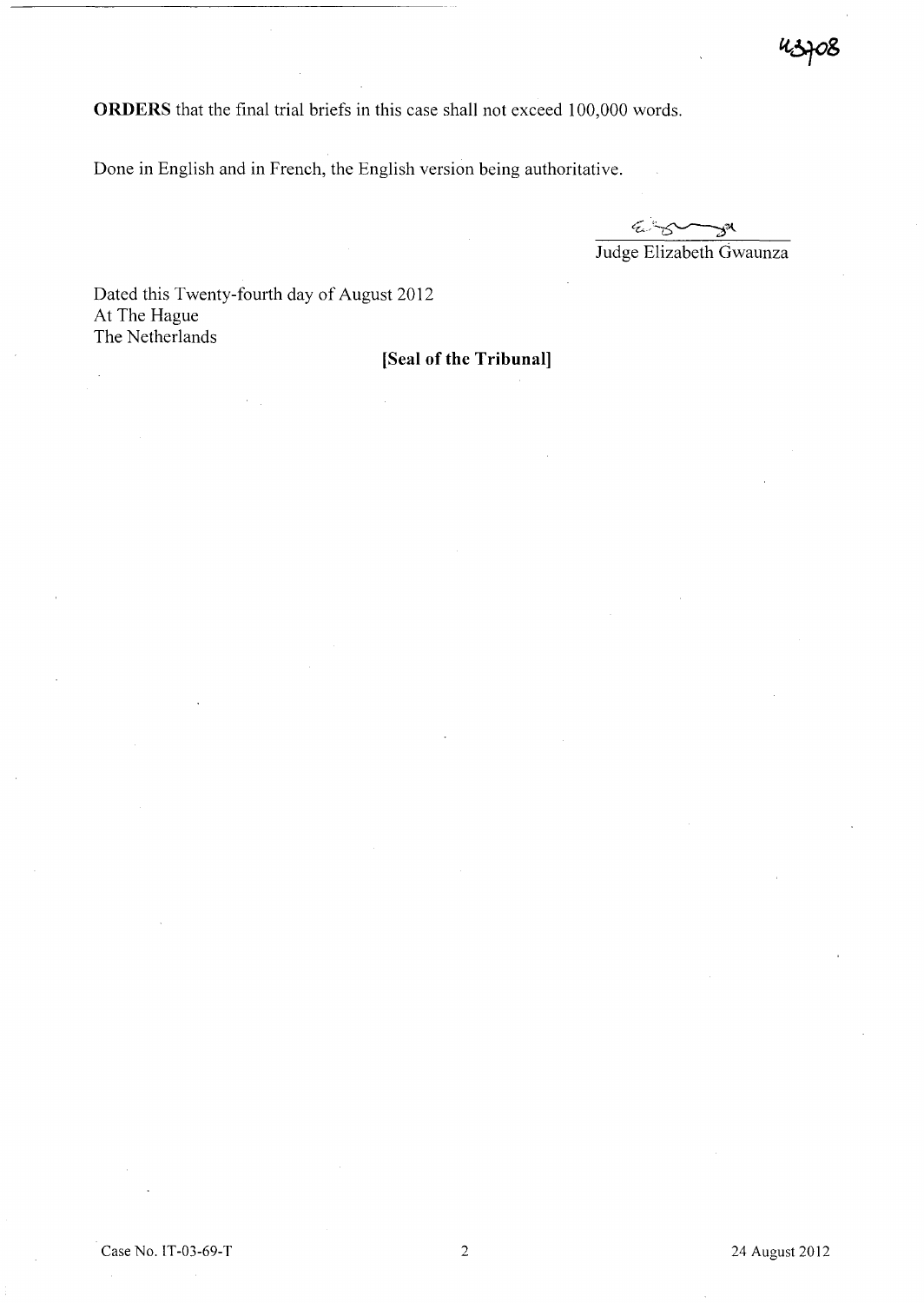**ORDERS** that the final trial briefs in this case shall not exceed 100,000 words.

Done in English and in French, the English version being authoritative.

Judge Elizabeth Gwaunza

Dated this Twenty-fourth day of August 2012
At The Hague
The Netherlands

**[Seal of the Tribunal]**